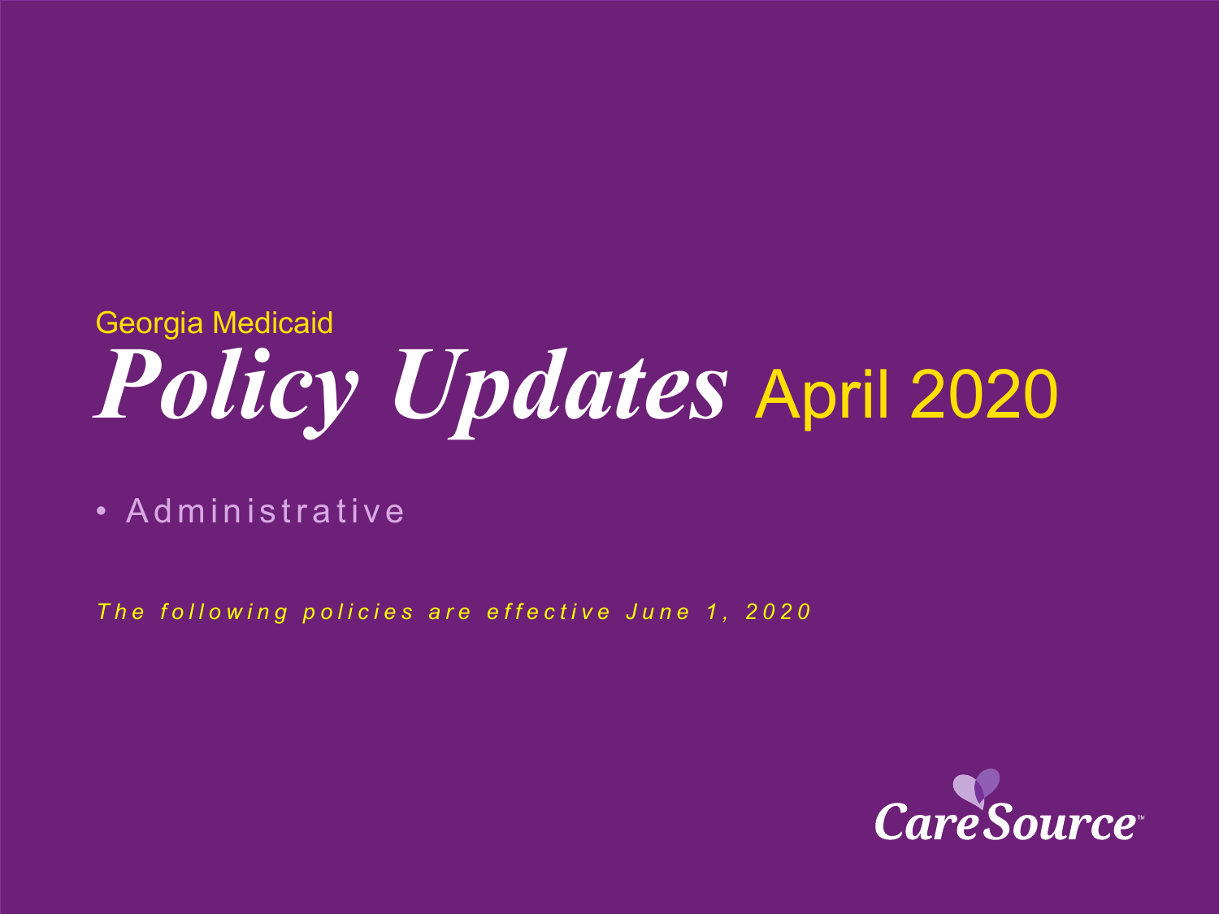Georgia Medicaid

# *Policy Updates* April 2020

- Administrative

*The following policies are effective June 1, 2020*

CareSource™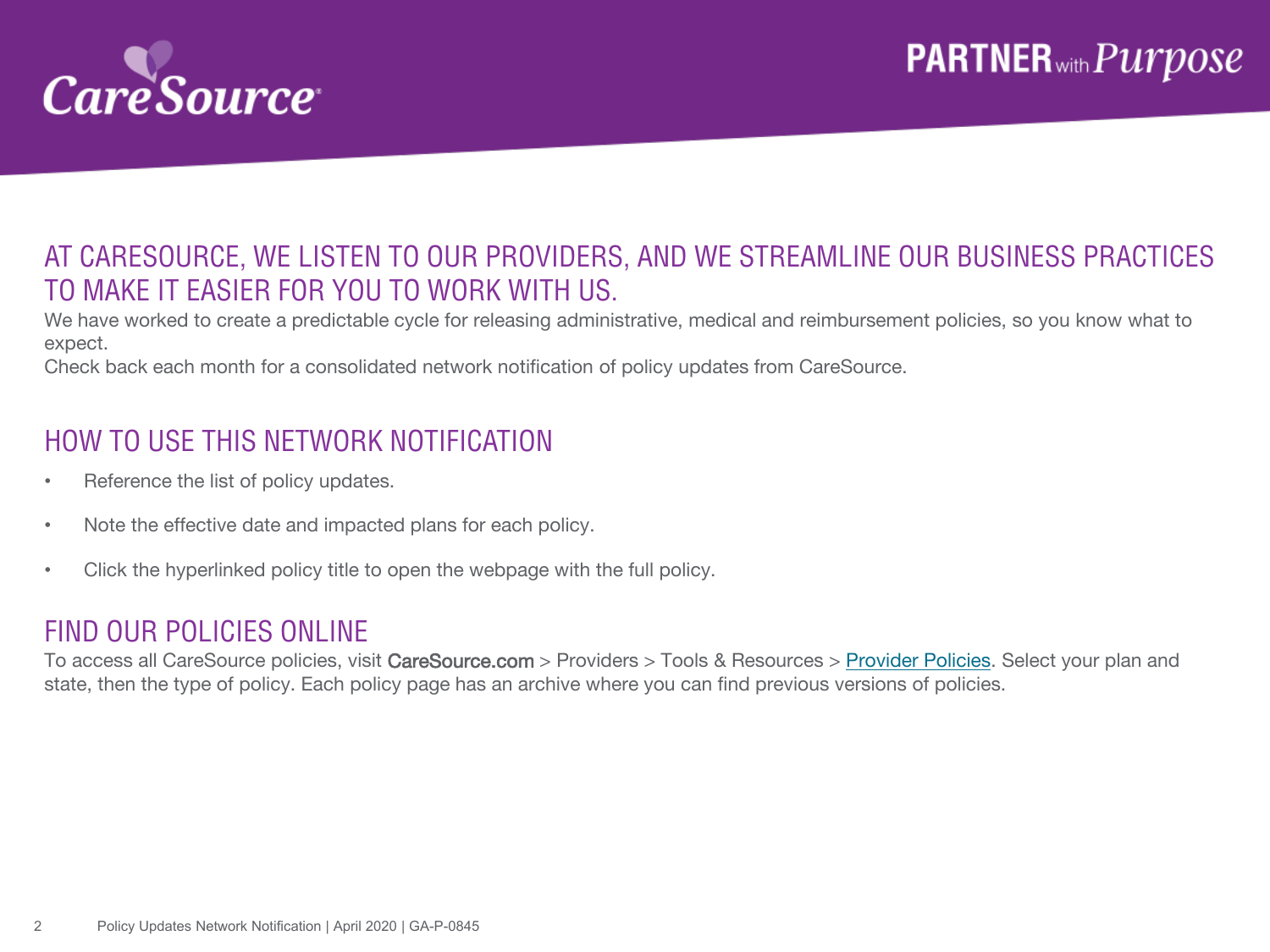## AT CARESOURCE, WE LISTEN TO OUR PROVIDERS, AND WE STREAMLINE OUR BUSINESS PRACTICES TO MAKE IT EASIER FOR YOU TO WORK WITH US.

We have worked to create a predictable cycle for releasing administrative, medical and reimbursement policies, so you know what to expect.

Check back each month for a consolidated network notification of policy updates from CareSource.

## HOW TO USE THIS NETWORK NOTIFICATION

- Reference the list of policy updates.
- Note the effective date and impacted plans for each policy.
- Click the hyperlinked policy title to open the webpage with the full policy.

## FIND OUR POLICIES ONLINE

To access all CareSource policies, visit CareSource.com > Providers > Tools & Resources > Provider Policies. Select your plan and state, then the type of policy. Each policy page has an archive where you can find previous versions of policies.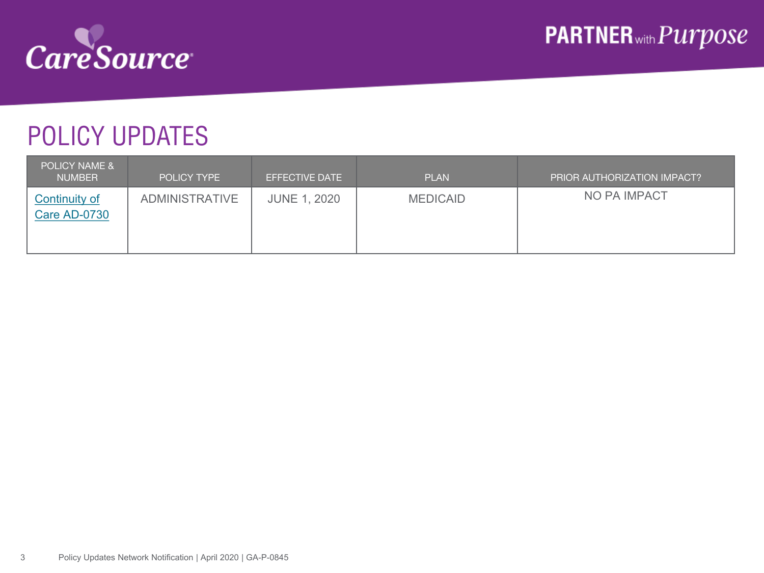# POLICY UPDATES

| POLICY NAME & NUMBER | POLICY TYPE | EFFECTIVE DATE | PLAN | PRIOR AUTHORIZATION IMPACT? |
| --- | --- | --- | --- | --- |
| Continuity of Care AD-0730 | ADMINISTRATIVE | JUNE 1, 2020 | MEDICAID | NO PA IMPACT |